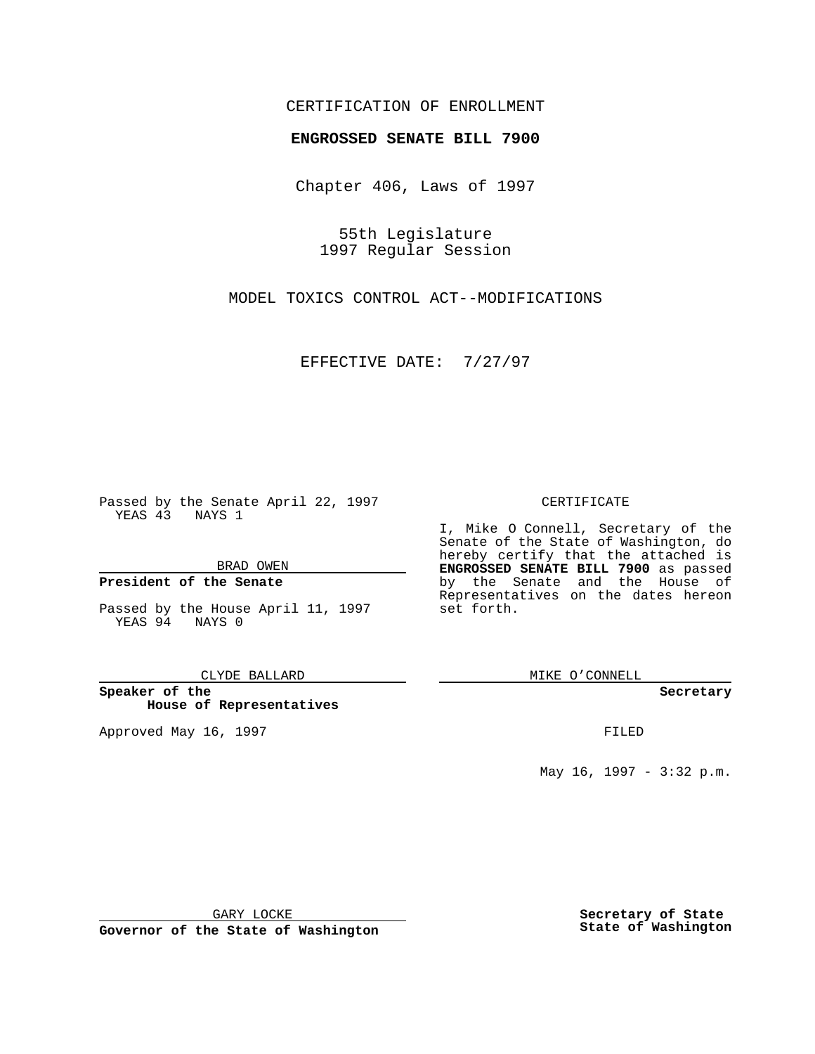CERTIFICATION OF ENROLLMENT

**ENGROSSED SENATE BILL 7900**

Chapter 406, Laws of 1997

55th Legislature
1997 Regular Session

MODEL TOXICS CONTROL ACT--MODIFICATIONS

EFFECTIVE DATE: 7/27/97

Passed by the Senate April 22, 1997
YEAS 43 NAYS 1

BRAD OWEN

**President of the Senate**

Passed by the House April 11, 1997
YEAS 94 NAYS 0

CLYDE BALLARD

**Speaker of the House of Representatives**

Approved May 16, 1997

GARY LOCKE

**Governor of the State of Washington**

CERTIFICATE

I, Mike O Connell, Secretary of the Senate of the State of Washington, do hereby certify that the attached is **ENGROSSED SENATE BILL 7900** as passed by the Senate and the House of Representatives on the dates hereon set forth.

MIKE O'CONNELL

**Secretary**

FILED

May 16, 1997 - 3:32 p.m.

**Secretary of State**
**State of Washington**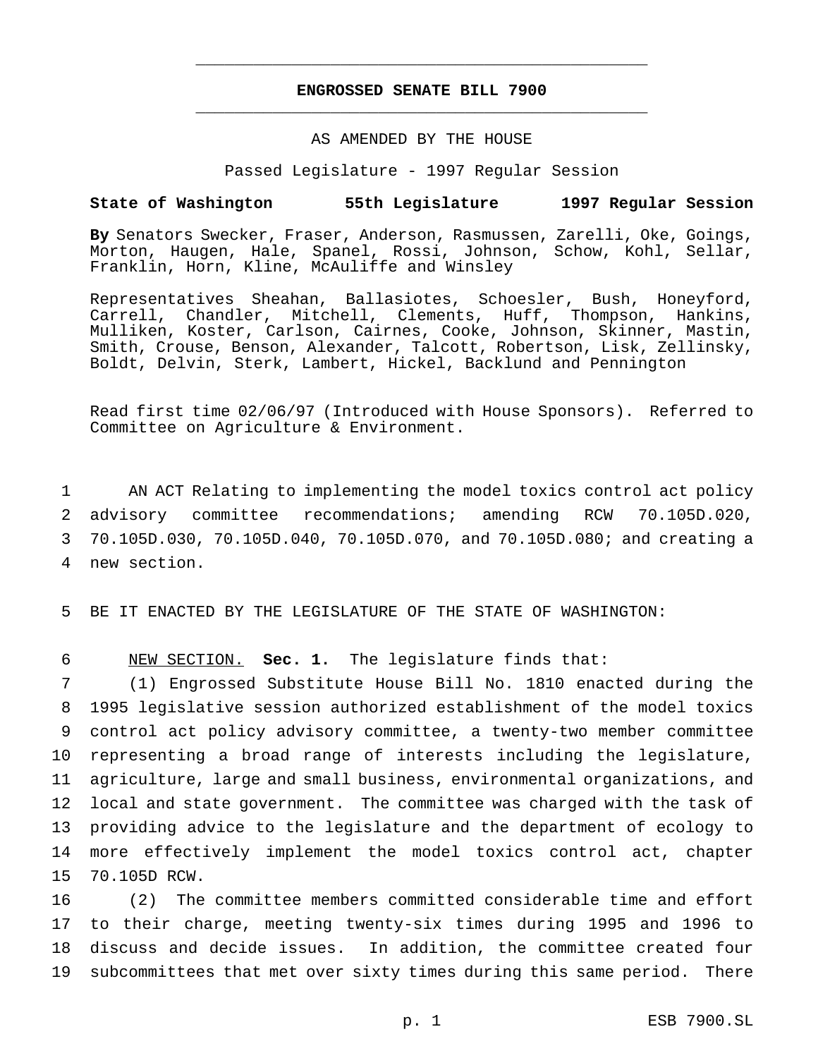---

# ENGROSSED SENATE BILL 7900

---

AS AMENDED BY THE HOUSE

Passed Legislature - 1997 Regular Session

**State of Washington 55th Legislature 1997 Regular Session**

**By** Senators Swecker, Fraser, Anderson, Rasmussen, Zarelli, Oke, Goings, Morton, Haugen, Hale, Spanel, Rossi, Johnson, Schow, Kohl, Sellar, Franklin, Horn, Kline, McAuliffe and Winsley

Representatives Sheahan, Ballasiotes, Schoesler, Bush, Honeyford, Carrell, Chandler, Mitchell, Clements, Huff, Thompson, Hankins, Mulliken, Koster, Carlson, Cairnes, Cooke, Johnson, Skinner, Mastin, Smith, Crouse, Benson, Alexander, Talcott, Robertson, Lisk, Zellinsky, Boldt, Delvin, Sterk, Lambert, Hickel, Backlund and Pennington

Read first time 02/06/97 (Introduced with House Sponsors). Referred to Committee on Agriculture & Environment.

1 AN ACT Relating to implementing the model toxics control act policy
2 advisory committee recommendations; amending RCW 70.105D.020,
3 70.105D.030, 70.105D.040, 70.105D.070, and 70.105D.080; and creating a
4 new section.

5 BE IT ENACTED BY THE LEGISLATURE OF THE STATE OF WASHINGTON:

6 NEW SECTION. **Sec. 1.** The legislature finds that:
7 (1) Engrossed Substitute House Bill No. 1810 enacted during the
8 1995 legislative session authorized establishment of the model toxics
9 control act policy advisory committee, a twenty-two member committee
10 representing a broad range of interests including the legislature,
11 agriculture, large and small business, environmental organizations, and
12 local and state government. The committee was charged with the task of
13 providing advice to the legislature and the department of ecology to
14 more effectively implement the model toxics control act, chapter
15 70.105D RCW.
16 (2) The committee members committed considerable time and effort
17 to their charge, meeting twenty-six times during 1995 and 1996 to
18 discuss and decide issues. In addition, the committee created four
19 subcommittees that met over sixty times during this same period. There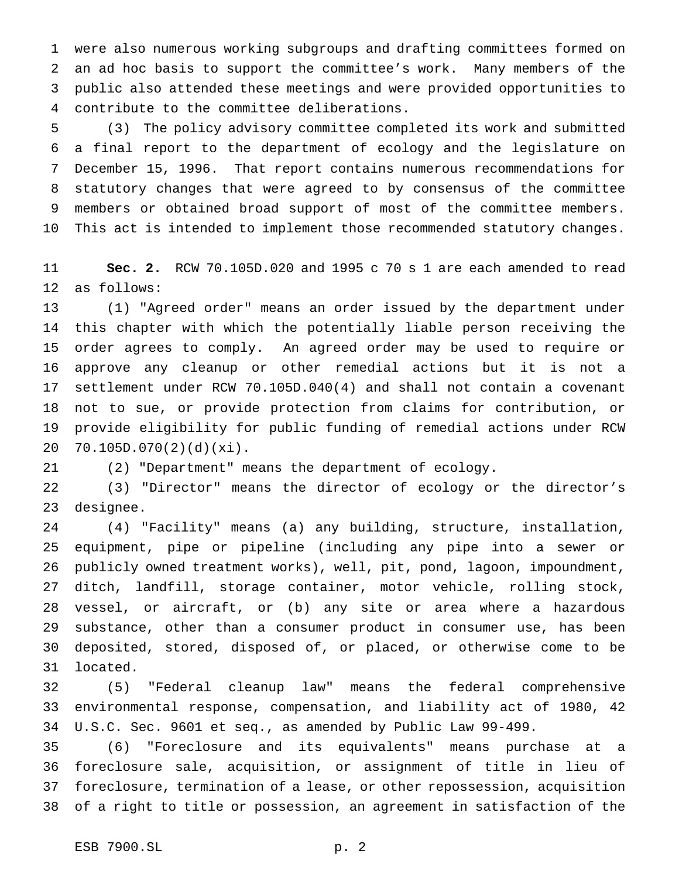were also numerous working subgroups and drafting committees formed on an ad hoc basis to support the committee's work. Many members of the public also attended these meetings and were provided opportunities to contribute to the committee deliberations.

(3) The policy advisory committee completed its work and submitted a final report to the department of ecology and the legislature on December 15, 1996. That report contains numerous recommendations for statutory changes that were agreed to by consensus of the committee members or obtained broad support of most of the committee members. This act is intended to implement those recommended statutory changes.

**Sec. 2.** RCW 70.105D.020 and 1995 c 70 s 1 are each amended to read as follows:

(1) "Agreed order" means an order issued by the department under this chapter with which the potentially liable person receiving the order agrees to comply. An agreed order may be used to require or approve any cleanup or other remedial actions but it is not a settlement under RCW 70.105D.040(4) and shall not contain a covenant not to sue, or provide protection from claims for contribution, or provide eligibility for public funding of remedial actions under RCW 70.105D.070(2)(d)(xi).

(2) "Department" means the department of ecology.

(3) "Director" means the director of ecology or the director's designee.

(4) "Facility" means (a) any building, structure, installation, equipment, pipe or pipeline (including any pipe into a sewer or publicly owned treatment works), well, pit, pond, lagoon, impoundment, ditch, landfill, storage container, motor vehicle, rolling stock, vessel, or aircraft, or (b) any site or area where a hazardous substance, other than a consumer product in consumer use, has been deposited, stored, disposed of, or placed, or otherwise come to be located.

(5) "Federal cleanup law" means the federal comprehensive environmental response, compensation, and liability act of 1980, 42 U.S.C. Sec. 9601 et seq., as amended by Public Law 99-499.

(6) "Foreclosure and its equivalents" means purchase at a foreclosure sale, acquisition, or assignment of title in lieu of foreclosure, termination of a lease, or other repossession, acquisition of a right to title or possession, an agreement in satisfaction of the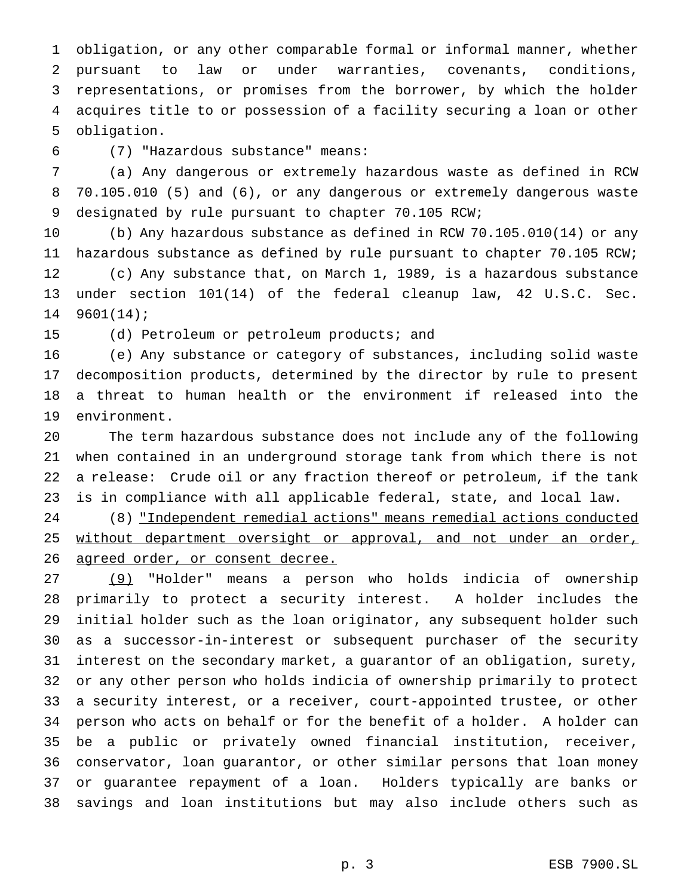obligation, or any other comparable formal or informal manner, whether pursuant to law or under warranties, covenants, conditions, representations, or promises from the borrower, by which the holder acquires title to or possession of a facility securing a loan or other obligation.

(7) "Hazardous substance" means:

(a) Any dangerous or extremely hazardous waste as defined in RCW 70.105.010 (5) and (6), or any dangerous or extremely dangerous waste designated by rule pursuant to chapter 70.105 RCW;

(b) Any hazardous substance as defined in RCW 70.105.010(14) or any hazardous substance as defined by rule pursuant to chapter 70.105 RCW;

(c) Any substance that, on March 1, 1989, is a hazardous substance under section 101(14) of the federal cleanup law, 42 U.S.C. Sec. 9601(14);

(d) Petroleum or petroleum products; and

(e) Any substance or category of substances, including solid waste decomposition products, determined by the director by rule to present a threat to human health or the environment if released into the environment.

The term hazardous substance does not include any of the following when contained in an underground storage tank from which there is not a release: Crude oil or any fraction thereof or petroleum, if the tank is in compliance with all applicable federal, state, and local law.

(8) "Independent remedial actions" means remedial actions conducted without department oversight or approval, and not under an order, agreed order, or consent decree.

(9) "Holder" means a person who holds indicia of ownership primarily to protect a security interest. A holder includes the initial holder such as the loan originator, any subsequent holder such as a successor-in-interest or subsequent purchaser of the security interest on the secondary market, a guarantor of an obligation, surety, or any other person who holds indicia of ownership primarily to protect a security interest, or a receiver, court-appointed trustee, or other person who acts on behalf or for the benefit of a holder. A holder can be a public or privately owned financial institution, receiver, conservator, loan guarantor, or other similar persons that loan money or guarantee repayment of a loan. Holders typically are banks or savings and loan institutions but may also include others such as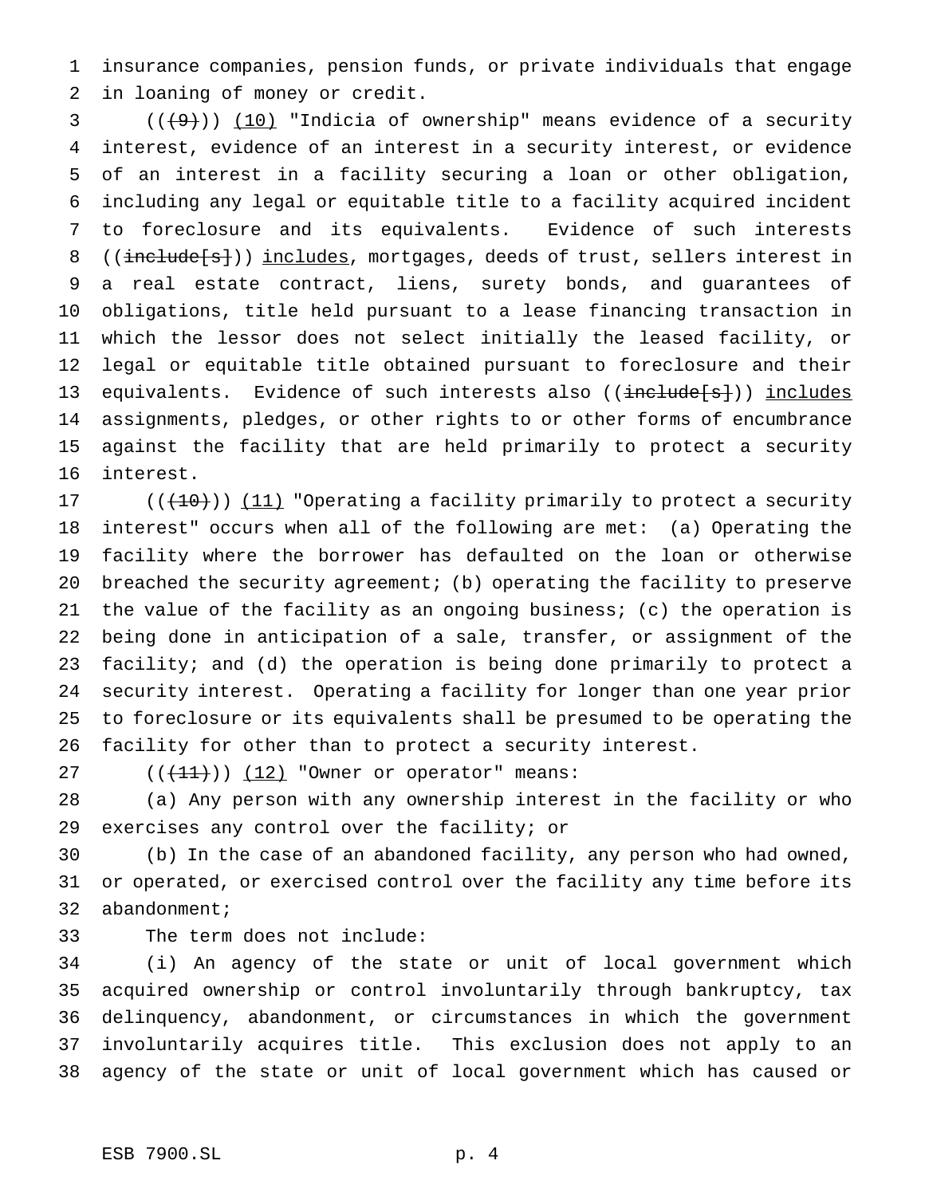insurance companies, pension funds, or private individuals that engage in loaning of money or credit.

(~~((9))~~) (10) "Indicia of ownership" means evidence of a security interest, evidence of an interest in a security interest, or evidence of an interest in a facility securing a loan or other obligation, including any legal or equitable title to a facility acquired incident to foreclosure and its equivalents. Evidence of such interests ((~~include[s]~~)) includes, mortgages, deeds of trust, sellers interest in a real estate contract, liens, surety bonds, and guarantees of obligations, title held pursuant to a lease financing transaction in which the lessor does not select initially the leased facility, or legal or equitable title obtained pursuant to foreclosure and their equivalents. Evidence of such interests also ((~~include[s]~~)) includes assignments, pledges, or other rights to or other forms of encumbrance against the facility that are held primarily to protect a security interest.

(~~((10))~~) (11) "Operating a facility primarily to protect a security interest" occurs when all of the following are met: (a) Operating the facility where the borrower has defaulted on the loan or otherwise breached the security agreement; (b) operating the facility to preserve the value of the facility as an ongoing business; (c) the operation is being done in anticipation of a sale, transfer, or assignment of the facility; and (d) the operation is being done primarily to protect a security interest. Operating a facility for longer than one year prior to foreclosure or its equivalents shall be presumed to be operating the facility for other than to protect a security interest.

(~~((11))~~) (12) "Owner or operator" means:

(a) Any person with any ownership interest in the facility or who exercises any control over the facility; or

(b) In the case of an abandoned facility, any person who had owned, or operated, or exercised control over the facility any time before its abandonment;

The term does not include:

(i) An agency of the state or unit of local government which acquired ownership or control involuntarily through bankruptcy, tax delinquency, abandonment, or circumstances in which the government involuntarily acquires title. This exclusion does not apply to an agency of the state or unit of local government which has caused or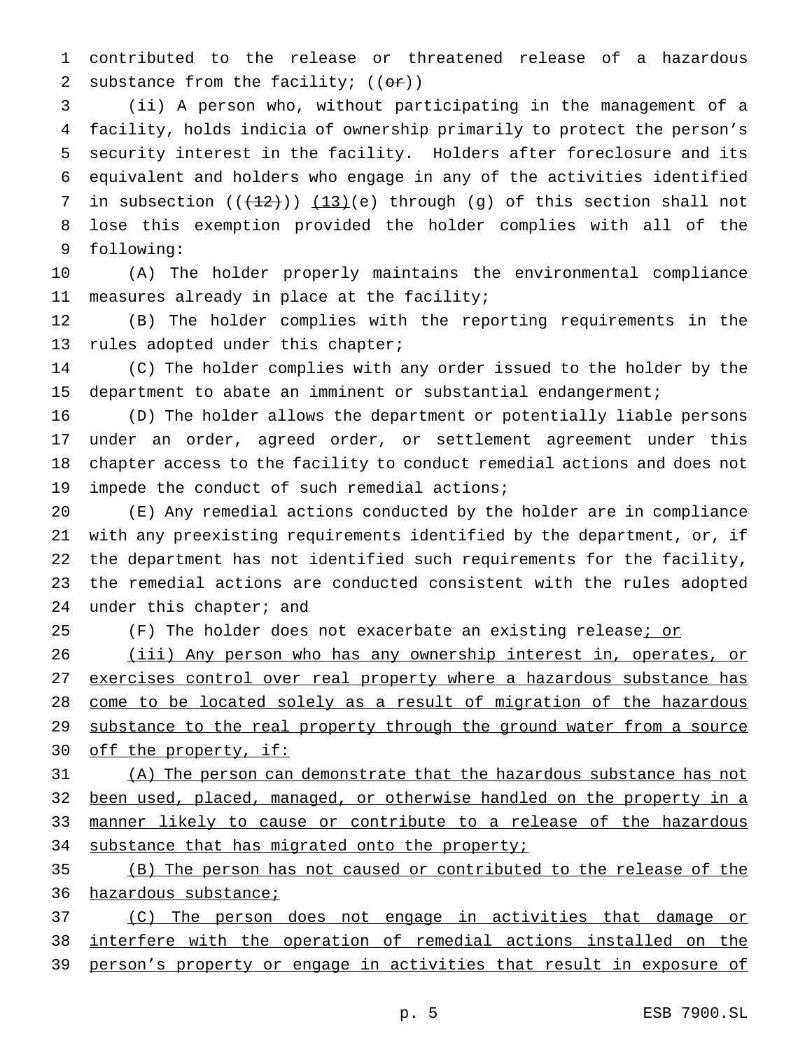contributed to the release or threatened release of a hazardous substance from the facility; ((~~or~~))

(ii) A person who, without participating in the management of a facility, holds indicia of ownership primarily to protect the person's security interest in the facility. Holders after foreclosure and its equivalent and holders who engage in any of the activities identified in subsection ((~~(12)~~)) <u>(13)</u>(e) through (g) of this section shall not lose this exemption provided the holder complies with all of the following:

(A) The holder properly maintains the environmental compliance measures already in place at the facility;

(B) The holder complies with the reporting requirements in the rules adopted under this chapter;

(C) The holder complies with any order issued to the holder by the department to abate an imminent or substantial endangerment;

(D) The holder allows the department or potentially liable persons under an order, agreed order, or settlement agreement under this chapter access to the facility to conduct remedial actions and does not impede the conduct of such remedial actions;

(E) Any remedial actions conducted by the holder are in compliance with any preexisting requirements identified by the department, or, if the department has not identified such requirements for the facility, the remedial actions are conducted consistent with the rules adopted under this chapter; and

(F) The holder does not exacerbate an existing release<u>; or</u>

<u>(iii) Any person who has any ownership interest in, operates, or exercises control over real property where a hazardous substance has come to be located solely as a result of migration of the hazardous substance to the real property through the ground water from a source off the property, if:</u>

<u>(A) The person can demonstrate that the hazardous substance has not been used, placed, managed, or otherwise handled on the property in a manner likely to cause or contribute to a release of the hazardous substance that has migrated onto the property;</u>

<u>(B) The person has not caused or contributed to the release of the hazardous substance;</u>

<u>(C) The person does not engage in activities that damage or interfere with the operation of remedial actions installed on the person's property or engage in activities that result in exposure of</u>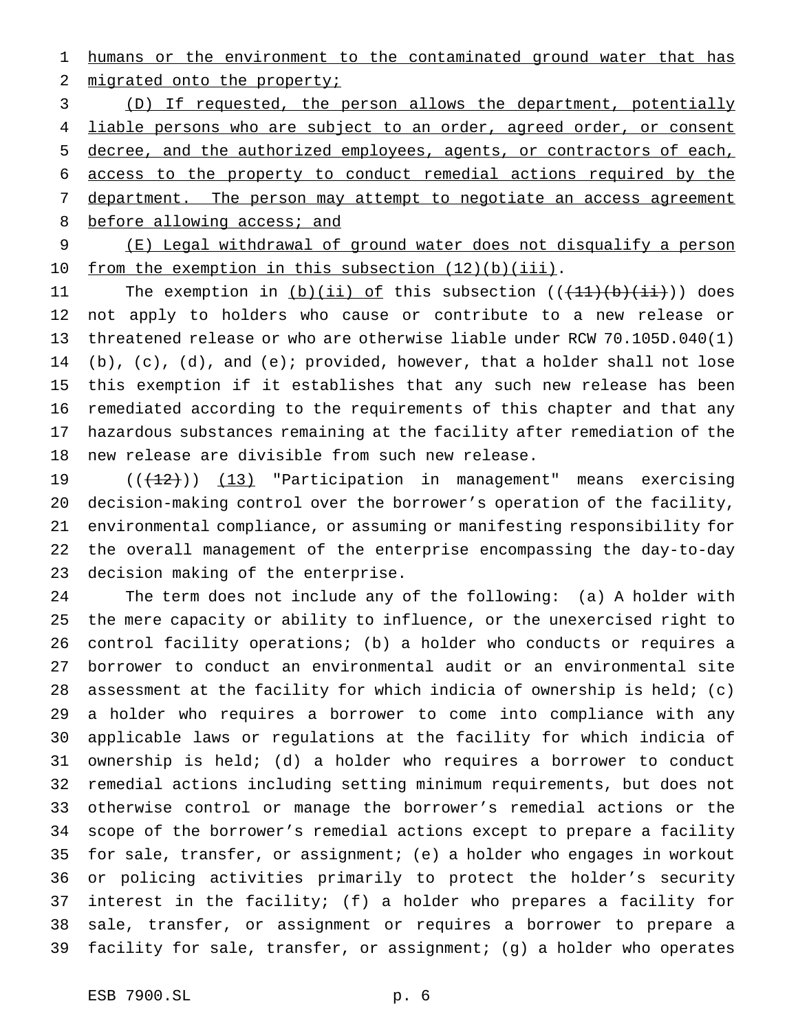humans or the environment to the contaminated ground water that has migrated onto the property;

(D) If requested, the person allows the department, potentially liable persons who are subject to an order, agreed order, or consent decree, and the authorized employees, agents, or contractors of each, access to the property to conduct remedial actions required by the department. The person may attempt to negotiate an access agreement before allowing access; and

(E) Legal withdrawal of ground water does not disqualify a person from the exemption in this subsection (12)(b)(iii).

The exemption in (b)(ii) of this subsection ((~~(11)(b)(ii)~~)) does not apply to holders who cause or contribute to a new release or threatened release or who are otherwise liable under RCW 70.105D.040(1) (b), (c), (d), and (e); provided, however, that a holder shall not lose this exemption if it establishes that any such new release has been remediated according to the requirements of this chapter and that any hazardous substances remaining at the facility after remediation of the new release are divisible from such new release.

((~~(12)~~)) (13) "Participation in management" means exercising decision-making control over the borrower's operation of the facility, environmental compliance, or assuming or manifesting responsibility for the overall management of the enterprise encompassing the day-to-day decision making of the enterprise.

The term does not include any of the following: (a) A holder with the mere capacity or ability to influence, or the unexercised right to control facility operations; (b) a holder who conducts or requires a borrower to conduct an environmental audit or an environmental site assessment at the facility for which indicia of ownership is held; (c) a holder who requires a borrower to come into compliance with any applicable laws or regulations at the facility for which indicia of ownership is held; (d) a holder who requires a borrower to conduct remedial actions including setting minimum requirements, but does not otherwise control or manage the borrower's remedial actions or the scope of the borrower's remedial actions except to prepare a facility for sale, transfer, or assignment; (e) a holder who engages in workout or policing activities primarily to protect the holder's security interest in the facility; (f) a holder who prepares a facility for sale, transfer, or assignment or requires a borrower to prepare a facility for sale, transfer, or assignment; (g) a holder who operates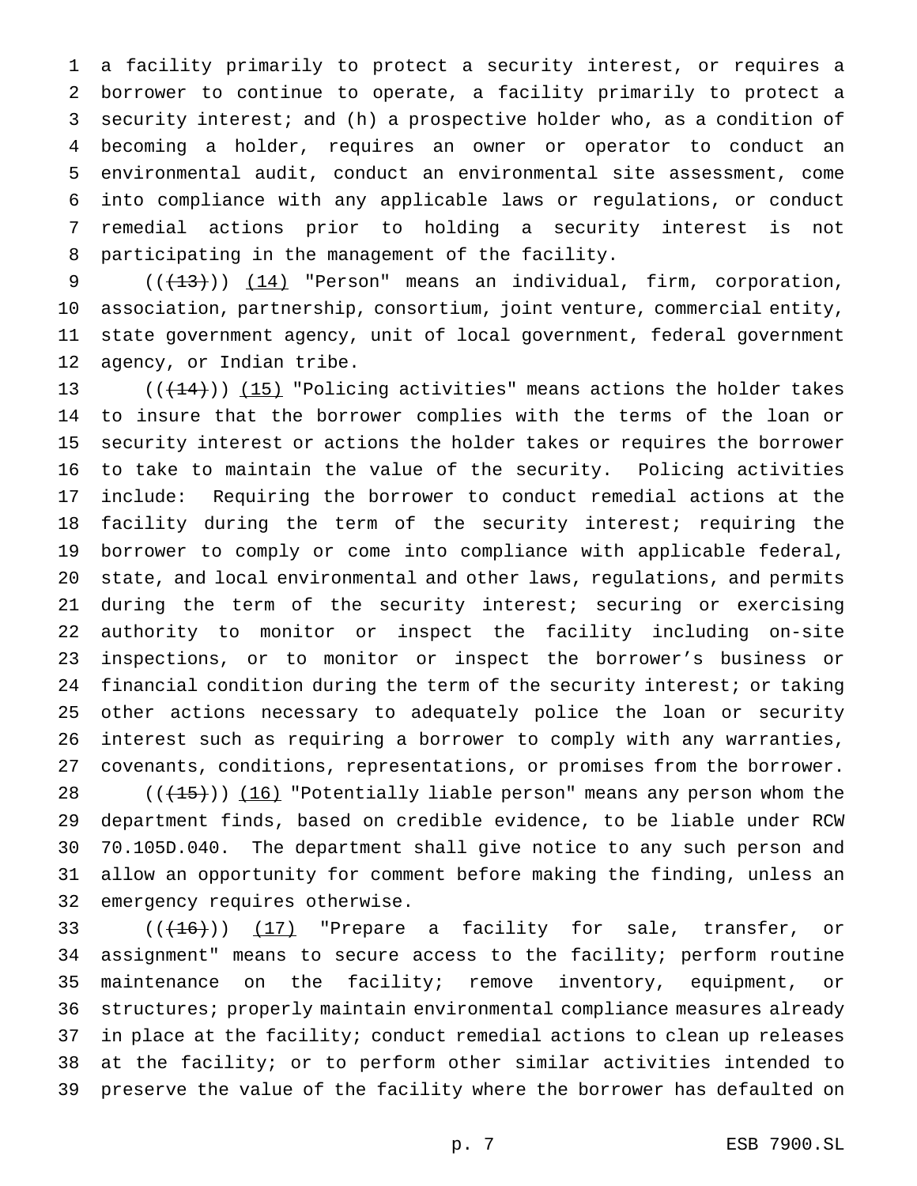a facility primarily to protect a security interest, or requires a borrower to continue to operate, a facility primarily to protect a security interest; and (h) a prospective holder who, as a condition of becoming a holder, requires an owner or operator to conduct an environmental audit, conduct an environmental site assessment, come into compliance with any applicable laws or regulations, or conduct remedial actions prior to holding a security interest is not participating in the management of the facility.

(((13))) (14) "Person" means an individual, firm, corporation, association, partnership, consortium, joint venture, commercial entity, state government agency, unit of local government, federal government agency, or Indian tribe.

(((14))) (15) "Policing activities" means actions the holder takes to insure that the borrower complies with the terms of the loan or security interest or actions the holder takes or requires the borrower to take to maintain the value of the security. Policing activities include: Requiring the borrower to conduct remedial actions at the facility during the term of the security interest; requiring the borrower to comply or come into compliance with applicable federal, state, and local environmental and other laws, regulations, and permits during the term of the security interest; securing or exercising authority to monitor or inspect the facility including on-site inspections, or to monitor or inspect the borrower's business or financial condition during the term of the security interest; or taking other actions necessary to adequately police the loan or security interest such as requiring a borrower to comply with any warranties, covenants, conditions, representations, or promises from the borrower.

(((15))) (16) "Potentially liable person" means any person whom the department finds, based on credible evidence, to be liable under RCW 70.105D.040. The department shall give notice to any such person and allow an opportunity for comment before making the finding, unless an emergency requires otherwise.

(((16))) (17) "Prepare a facility for sale, transfer, or assignment" means to secure access to the facility; perform routine maintenance on the facility; remove inventory, equipment, or structures; properly maintain environmental compliance measures already in place at the facility; conduct remedial actions to clean up releases at the facility; or to perform other similar activities intended to preserve the value of the facility where the borrower has defaulted on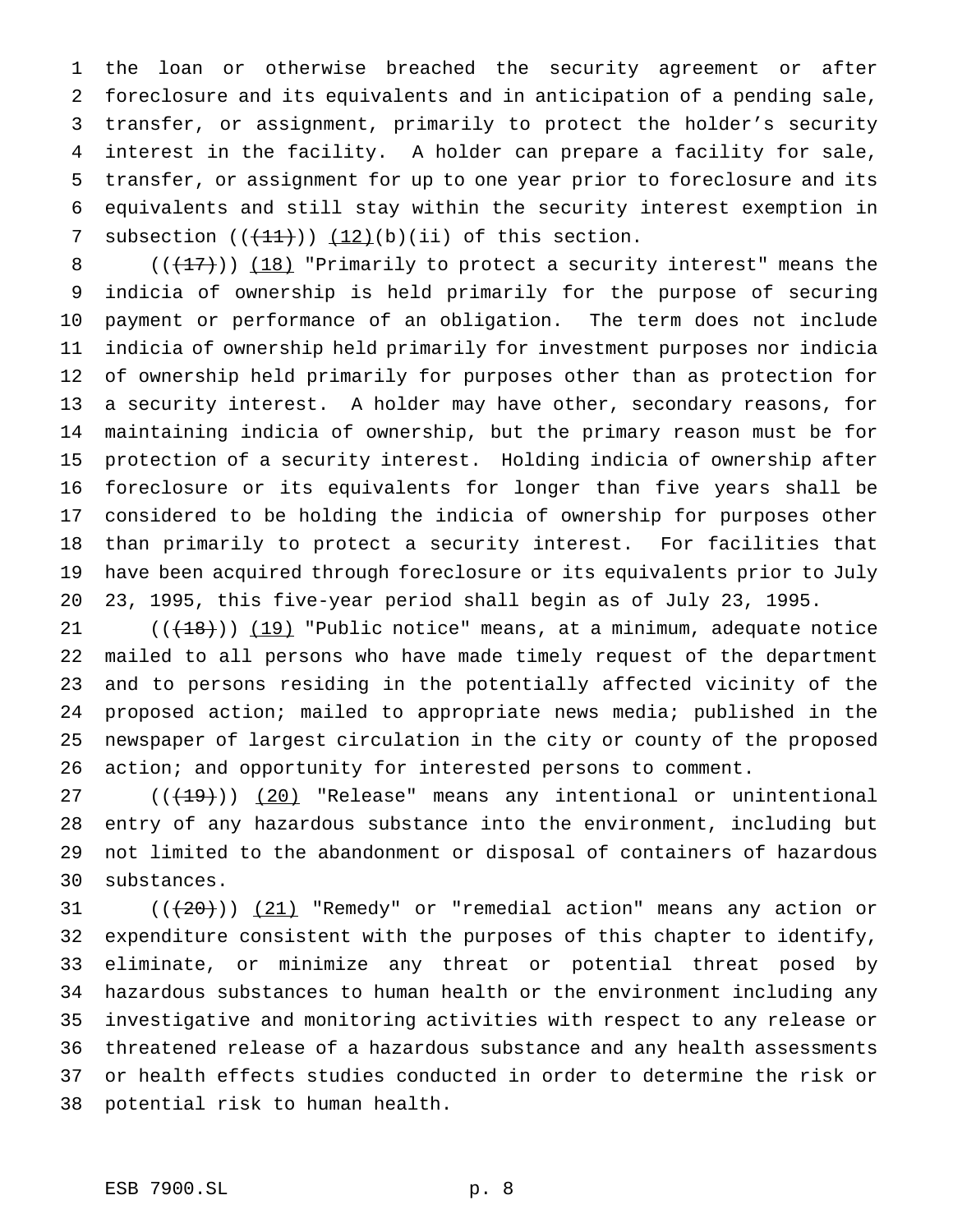the loan or otherwise breached the security agreement or after foreclosure and its equivalents and in anticipation of a pending sale, transfer, or assignment, primarily to protect the holder's security interest in the facility. A holder can prepare a facility for sale, transfer, or assignment for up to one year prior to foreclosure and its equivalents and still stay within the security interest exemption in subsection ((~~(11)~~)) (12)(b)(ii) of this section.

((~~(17)~~)) (18) "Primarily to protect a security interest" means the indicia of ownership is held primarily for the purpose of securing payment or performance of an obligation. The term does not include indicia of ownership held primarily for investment purposes nor indicia of ownership held primarily for purposes other than as protection for a security interest. A holder may have other, secondary reasons, for maintaining indicia of ownership, but the primary reason must be for protection of a security interest. Holding indicia of ownership after foreclosure or its equivalents for longer than five years shall be considered to be holding the indicia of ownership for purposes other than primarily to protect a security interest. For facilities that have been acquired through foreclosure or its equivalents prior to July 23, 1995, this five-year period shall begin as of July 23, 1995.

((~~(18)~~)) (19) "Public notice" means, at a minimum, adequate notice mailed to all persons who have made timely request of the department and to persons residing in the potentially affected vicinity of the proposed action; mailed to appropriate news media; published in the newspaper of largest circulation in the city or county of the proposed action; and opportunity for interested persons to comment.

((~~(19)~~)) (20) "Release" means any intentional or unintentional entry of any hazardous substance into the environment, including but not limited to the abandonment or disposal of containers of hazardous substances.

((~~(20)~~)) (21) "Remedy" or "remedial action" means any action or expenditure consistent with the purposes of this chapter to identify, eliminate, or minimize any threat or potential threat posed by hazardous substances to human health or the environment including any investigative and monitoring activities with respect to any release or threatened release of a hazardous substance and any health assessments or health effects studies conducted in order to determine the risk or potential risk to human health.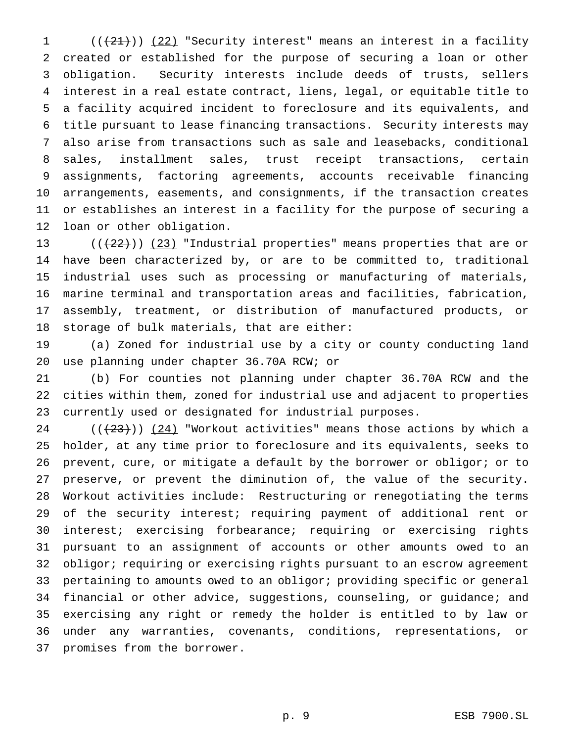((~~(21)~~)) (22) "Security interest" means an interest in a facility created or established for the purpose of securing a loan or other obligation. Security interests include deeds of trusts, sellers interest in a real estate contract, liens, legal, or equitable title to a facility acquired incident to foreclosure and its equivalents, and title pursuant to lease financing transactions. Security interests may also arise from transactions such as sale and leasebacks, conditional sales, installment sales, trust receipt transactions, certain assignments, factoring agreements, accounts receivable financing arrangements, easements, and consignments, if the transaction creates or establishes an interest in a facility for the purpose of securing a loan or other obligation.

((~~(22)~~)) (23) "Industrial properties" means properties that are or have been characterized by, or are to be committed to, traditional industrial uses such as processing or manufacturing of materials, marine terminal and transportation areas and facilities, fabrication, assembly, treatment, or distribution of manufactured products, or storage of bulk materials, that are either:

(a) Zoned for industrial use by a city or county conducting land use planning under chapter 36.70A RCW; or

(b) For counties not planning under chapter 36.70A RCW and the cities within them, zoned for industrial use and adjacent to properties currently used or designated for industrial purposes.

((~~(23)~~)) (24) "Workout activities" means those actions by which a holder, at any time prior to foreclosure and its equivalents, seeks to prevent, cure, or mitigate a default by the borrower or obligor; or to preserve, or prevent the diminution of, the value of the security. Workout activities include: Restructuring or renegotiating the terms of the security interest; requiring payment of additional rent or interest; exercising forbearance; requiring or exercising rights pursuant to an assignment of accounts or other amounts owed to an obligor; requiring or exercising rights pursuant to an escrow agreement pertaining to amounts owed to an obligor; providing specific or general financial or other advice, suggestions, counseling, or guidance; and exercising any right or remedy the holder is entitled to by law or under any warranties, covenants, conditions, representations, or promises from the borrower.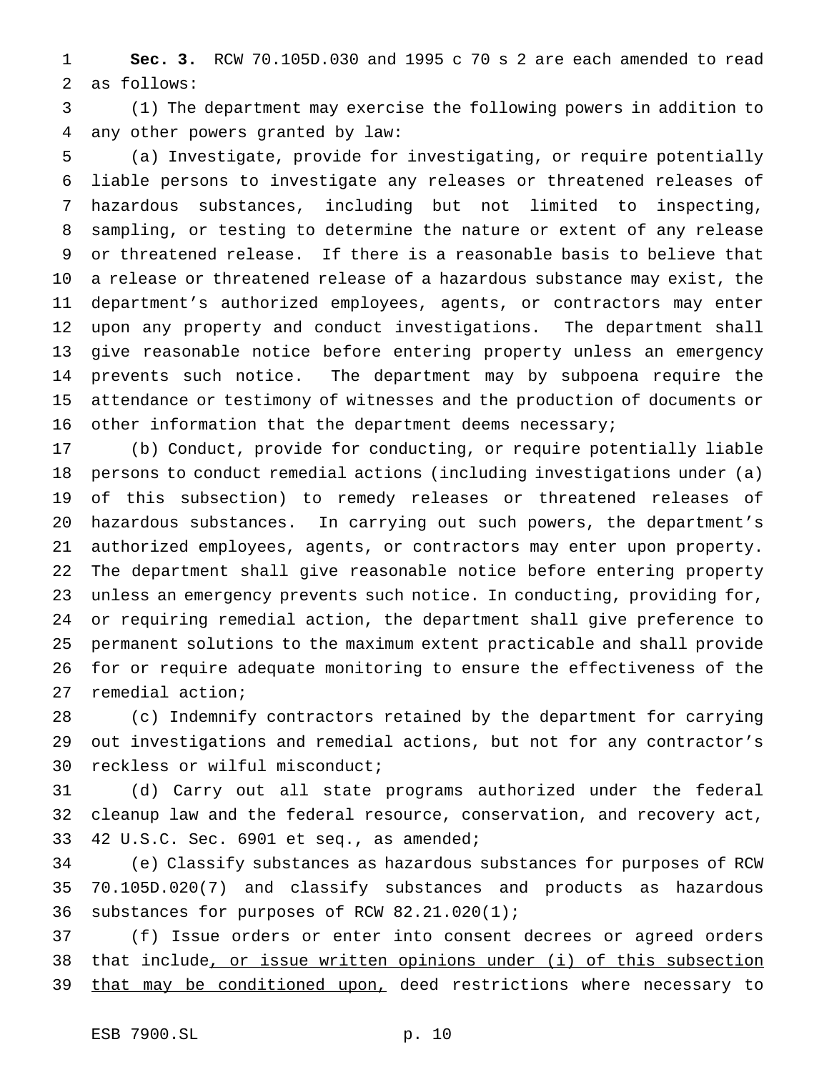**Sec. 3.** RCW 70.105D.030 and 1995 c 70 s 2 are each amended to read as follows:

(1) The department may exercise the following powers in addition to any other powers granted by law:

(a) Investigate, provide for investigating, or require potentially liable persons to investigate any releases or threatened releases of hazardous substances, including but not limited to inspecting, sampling, or testing to determine the nature or extent of any release or threatened release. If there is a reasonable basis to believe that a release or threatened release of a hazardous substance may exist, the department's authorized employees, agents, or contractors may enter upon any property and conduct investigations. The department shall give reasonable notice before entering property unless an emergency prevents such notice. The department may by subpoena require the attendance or testimony of witnesses and the production of documents or other information that the department deems necessary;

(b) Conduct, provide for conducting, or require potentially liable persons to conduct remedial actions (including investigations under (a) of this subsection) to remedy releases or threatened releases of hazardous substances. In carrying out such powers, the department's authorized employees, agents, or contractors may enter upon property. The department shall give reasonable notice before entering property unless an emergency prevents such notice. In conducting, providing for, or requiring remedial action, the department shall give preference to permanent solutions to the maximum extent practicable and shall provide for or require adequate monitoring to ensure the effectiveness of the remedial action;

(c) Indemnify contractors retained by the department for carrying out investigations and remedial actions, but not for any contractor's reckless or wilful misconduct;

(d) Carry out all state programs authorized under the federal cleanup law and the federal resource, conservation, and recovery act, 42 U.S.C. Sec. 6901 et seq., as amended;

(e) Classify substances as hazardous substances for purposes of RCW 70.105D.020(7) and classify substances and products as hazardous substances for purposes of RCW 82.21.020(1);

(f) Issue orders or enter into consent decrees or agreed orders that include<u>, or issue written opinions under (i) of this subsection that may be conditioned upon,</u> deed restrictions where necessary to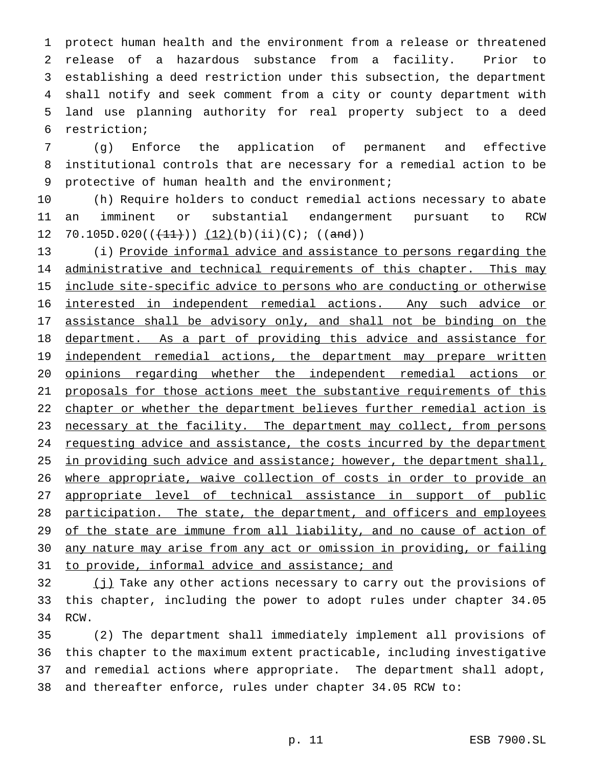protect human health and the environment from a release or threatened release of a hazardous substance from a facility. Prior to establishing a deed restriction under this subsection, the department shall notify and seek comment from a city or county department with land use planning authority for real property subject to a deed restriction;

(g) Enforce the application of permanent and effective institutional controls that are necessary for a remedial action to be protective of human health and the environment;

(h) Require holders to conduct remedial actions necessary to abate an imminent or substantial endangerment pursuant to RCW 70.105D.020((~~(11)~~)) <u>(12)</u>(b)(ii)(C); ((~~and~~))

(i) <u>Provide informal advice and assistance to persons regarding the administrative and technical requirements of this chapter. This may include site-specific advice to persons who are conducting or otherwise interested in independent remedial actions. Any such advice or assistance shall be advisory only, and shall not be binding on the department. As a part of providing this advice and assistance for independent remedial actions, the department may prepare written opinions regarding whether the independent remedial actions or proposals for those actions meet the substantive requirements of this chapter or whether the department believes further remedial action is necessary at the facility. The department may collect, from persons requesting advice and assistance, the costs incurred by the department in providing such advice and assistance; however, the department shall, where appropriate, waive collection of costs in order to provide an appropriate level of technical assistance in support of public participation. The state, the department, and officers and employees of the state are immune from all liability, and no cause of action of any nature may arise from any act or omission in providing, or failing to provide, informal advice and assistance; and</u>

<u>(j)</u> Take any other actions necessary to carry out the provisions of this chapter, including the power to adopt rules under chapter 34.05 RCW.

(2) The department shall immediately implement all provisions of this chapter to the maximum extent practicable, including investigative and remedial actions where appropriate. The department shall adopt, and thereafter enforce, rules under chapter 34.05 RCW to: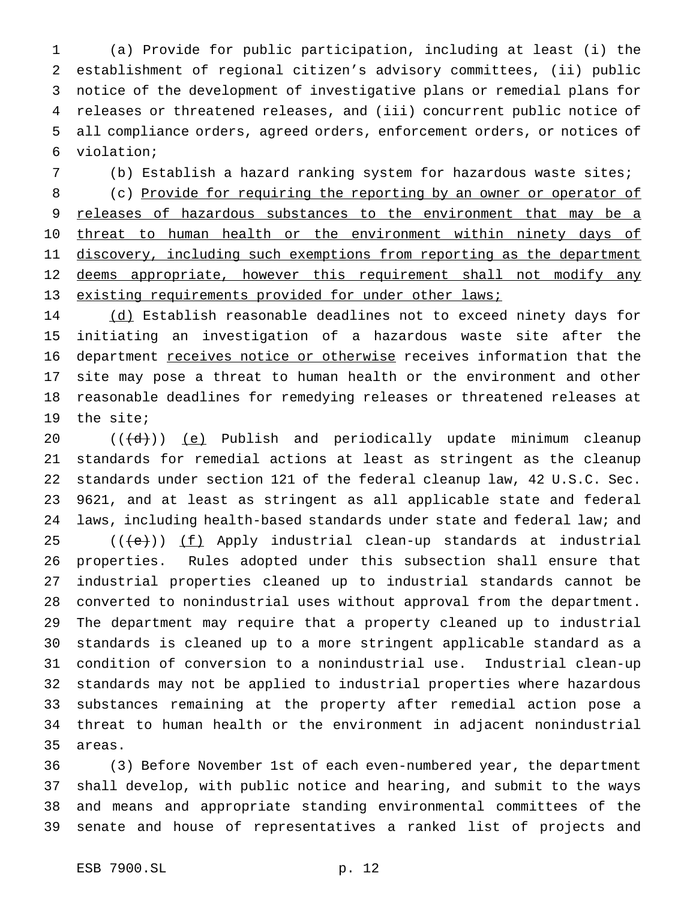(a) Provide for public participation, including at least (i) the establishment of regional citizen's advisory committees, (ii) public notice of the development of investigative plans or remedial plans for releases or threatened releases, and (iii) concurrent public notice of all compliance orders, agreed orders, enforcement orders, or notices of violation;

(b) Establish a hazard ranking system for hazardous waste sites;

(c) Provide for requiring the reporting by an owner or operator of releases of hazardous substances to the environment that may be a threat to human health or the environment within ninety days of discovery, including such exemptions from reporting as the department deems appropriate, however this requirement shall not modify any existing requirements provided for under other laws;

(d) Establish reasonable deadlines not to exceed ninety days for initiating an investigation of a hazardous waste site after the department receives notice or otherwise receives information that the site may pose a threat to human health or the environment and other reasonable deadlines for remedying releases or threatened releases at the site;

(((d))) (e) Publish and periodically update minimum cleanup standards for remedial actions at least as stringent as the cleanup standards under section 121 of the federal cleanup law, 42 U.S.C. Sec. 9621, and at least as stringent as all applicable state and federal laws, including health-based standards under state and federal law; and

(((e))) (f) Apply industrial clean-up standards at industrial properties. Rules adopted under this subsection shall ensure that industrial properties cleaned up to industrial standards cannot be converted to nonindustrial uses without approval from the department. The department may require that a property cleaned up to industrial standards is cleaned up to a more stringent applicable standard as a condition of conversion to a nonindustrial use. Industrial clean-up standards may not be applied to industrial properties where hazardous substances remaining at the property after remedial action pose a threat to human health or the environment in adjacent nonindustrial areas.

(3) Before November 1st of each even-numbered year, the department shall develop, with public notice and hearing, and submit to the ways and means and appropriate standing environmental committees of the senate and house of representatives a ranked list of projects and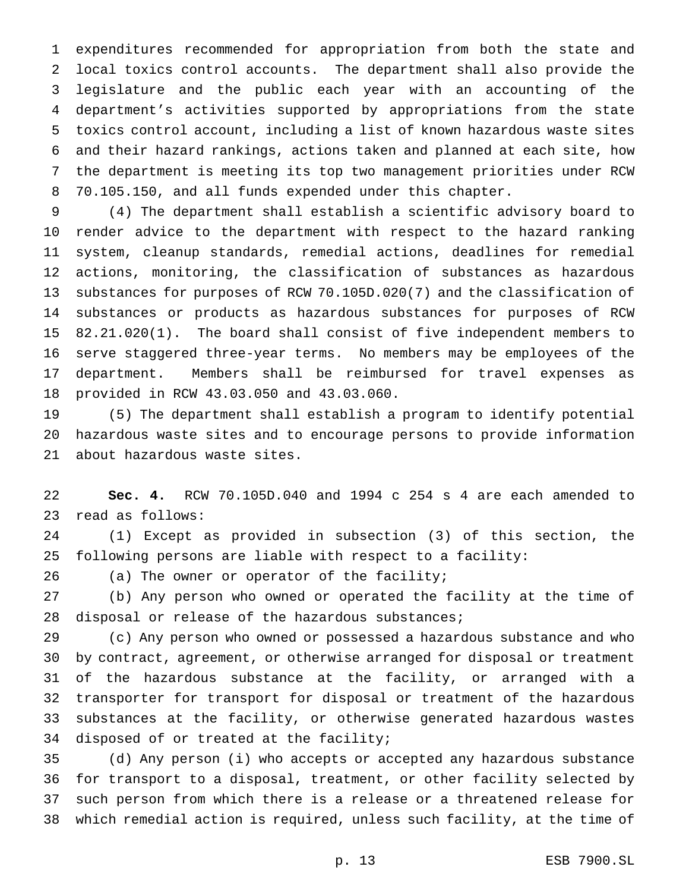expenditures recommended for appropriation from both the state and local toxics control accounts. The department shall also provide the legislature and the public each year with an accounting of the department's activities supported by appropriations from the state toxics control account, including a list of known hazardous waste sites and their hazard rankings, actions taken and planned at each site, how the department is meeting its top two management priorities under RCW 70.105.150, and all funds expended under this chapter.

(4) The department shall establish a scientific advisory board to render advice to the department with respect to the hazard ranking system, cleanup standards, remedial actions, deadlines for remedial actions, monitoring, the classification of substances as hazardous substances for purposes of RCW 70.105D.020(7) and the classification of substances or products as hazardous substances for purposes of RCW 82.21.020(1). The board shall consist of five independent members to serve staggered three-year terms. No members may be employees of the department. Members shall be reimbursed for travel expenses as provided in RCW 43.03.050 and 43.03.060.

(5) The department shall establish a program to identify potential hazardous waste sites and to encourage persons to provide information about hazardous waste sites.

**Sec. 4.** RCW 70.105D.040 and 1994 c 254 s 4 are each amended to read as follows:

(1) Except as provided in subsection (3) of this section, the following persons are liable with respect to a facility:

(a) The owner or operator of the facility;

(b) Any person who owned or operated the facility at the time of disposal or release of the hazardous substances;

(c) Any person who owned or possessed a hazardous substance and who by contract, agreement, or otherwise arranged for disposal or treatment of the hazardous substance at the facility, or arranged with a transporter for transport for disposal or treatment of the hazardous substances at the facility, or otherwise generated hazardous wastes disposed of or treated at the facility;

(d) Any person (i) who accepts or accepted any hazardous substance for transport to a disposal, treatment, or other facility selected by such person from which there is a release or a threatened release for which remedial action is required, unless such facility, at the time of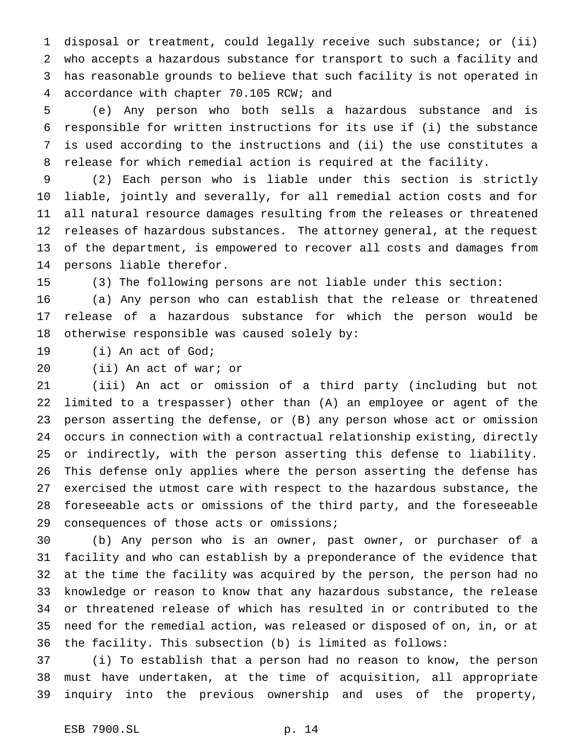disposal or treatment, could legally receive such substance; or (ii) who accepts a hazardous substance for transport to such a facility and has reasonable grounds to believe that such facility is not operated in accordance with chapter 70.105 RCW; and

(e) Any person who both sells a hazardous substance and is responsible for written instructions for its use if (i) the substance is used according to the instructions and (ii) the use constitutes a release for which remedial action is required at the facility.

(2) Each person who is liable under this section is strictly liable, jointly and severally, for all remedial action costs and for all natural resource damages resulting from the releases or threatened releases of hazardous substances. The attorney general, at the request of the department, is empowered to recover all costs and damages from persons liable therefor.

(3) The following persons are not liable under this section:

(a) Any person who can establish that the release or threatened release of a hazardous substance for which the person would be otherwise responsible was caused solely by:

(i) An act of God;

(ii) An act of war; or

(iii) An act or omission of a third party (including but not limited to a trespasser) other than (A) an employee or agent of the person asserting the defense, or (B) any person whose act or omission occurs in connection with a contractual relationship existing, directly or indirectly, with the person asserting this defense to liability. This defense only applies where the person asserting the defense has exercised the utmost care with respect to the hazardous substance, the foreseeable acts or omissions of the third party, and the foreseeable consequences of those acts or omissions;

(b) Any person who is an owner, past owner, or purchaser of a facility and who can establish by a preponderance of the evidence that at the time the facility was acquired by the person, the person had no knowledge or reason to know that any hazardous substance, the release or threatened release of which has resulted in or contributed to the need for the remedial action, was released or disposed of on, in, or at the facility. This subsection (b) is limited as follows:

(i) To establish that a person had no reason to know, the person must have undertaken, at the time of acquisition, all appropriate inquiry into the previous ownership and uses of the property,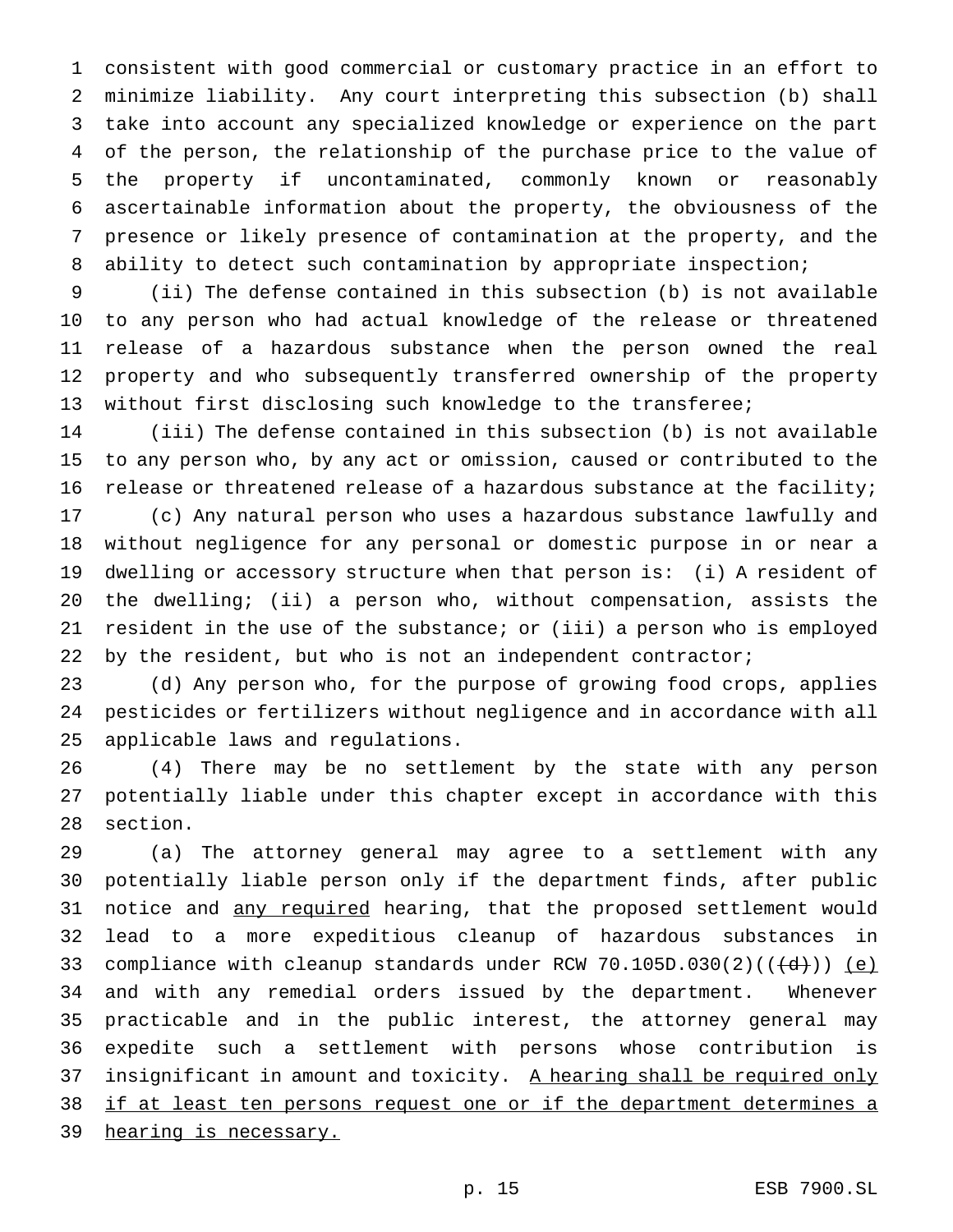consistent with good commercial or customary practice in an effort to minimize liability. Any court interpreting this subsection (b) shall take into account any specialized knowledge or experience on the part of the person, the relationship of the purchase price to the value of the property if uncontaminated, commonly known or reasonably ascertainable information about the property, the obviousness of the presence or likely presence of contamination at the property, and the ability to detect such contamination by appropriate inspection;

(ii) The defense contained in this subsection (b) is not available to any person who had actual knowledge of the release or threatened release of a hazardous substance when the person owned the real property and who subsequently transferred ownership of the property without first disclosing such knowledge to the transferee;

(iii) The defense contained in this subsection (b) is not available to any person who, by any act or omission, caused or contributed to the release or threatened release of a hazardous substance at the facility;

(c) Any natural person who uses a hazardous substance lawfully and without negligence for any personal or domestic purpose in or near a dwelling or accessory structure when that person is: (i) A resident of the dwelling; (ii) a person who, without compensation, assists the resident in the use of the substance; or (iii) a person who is employed by the resident, but who is not an independent contractor;

(d) Any person who, for the purpose of growing food crops, applies pesticides or fertilizers without negligence and in accordance with all applicable laws and regulations.

(4) There may be no settlement by the state with any person potentially liable under this chapter except in accordance with this section.

(a) The attorney general may agree to a settlement with any potentially liable person only if the department finds, after public notice and any required hearing, that the proposed settlement would lead to a more expeditious cleanup of hazardous substances in compliance with cleanup standards under RCW 70.105D.030(2)((~~(d)~~)) (e) and with any remedial orders issued by the department. Whenever practicable and in the public interest, the attorney general may expedite such a settlement with persons whose contribution is insignificant in amount and toxicity. A hearing shall be required only if at least ten persons request one or if the department determines a hearing is necessary.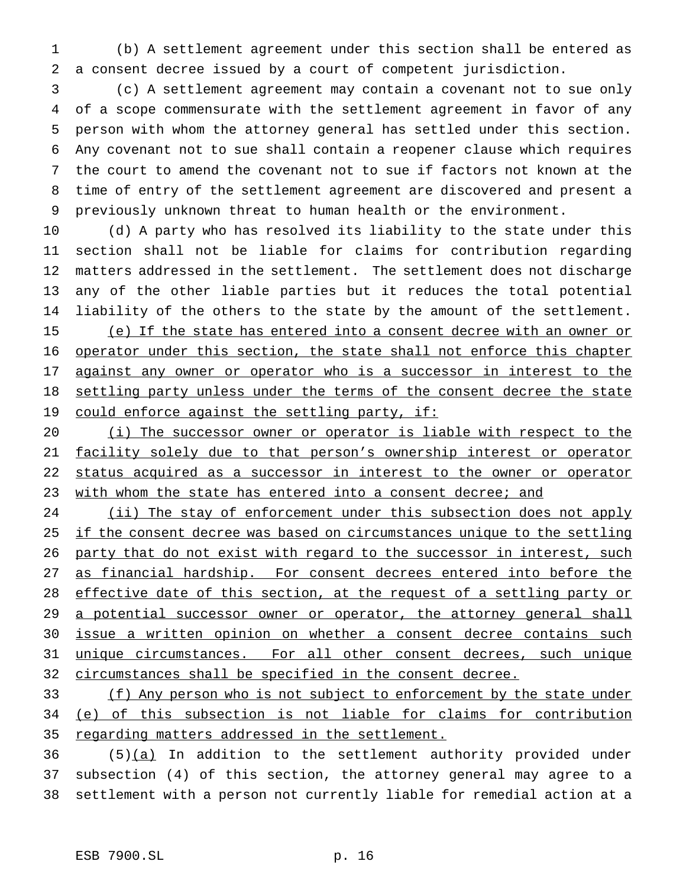(b) A settlement agreement under this section shall be entered as a consent decree issued by a court of competent jurisdiction.

(c) A settlement agreement may contain a covenant not to sue only of a scope commensurate with the settlement agreement in favor of any person with whom the attorney general has settled under this section. Any covenant not to sue shall contain a reopener clause which requires the court to amend the covenant not to sue if factors not known at the time of entry of the settlement agreement are discovered and present a previously unknown threat to human health or the environment.

(d) A party who has resolved its liability to the state under this section shall not be liable for claims for contribution regarding matters addressed in the settlement. The settlement does not discharge any of the other liable parties but it reduces the total potential liability of the others to the state by the amount of the settlement.

(e) If the state has entered into a consent decree with an owner or operator under this section, the state shall not enforce this chapter against any owner or operator who is a successor in interest to the settling party unless under the terms of the consent decree the state could enforce against the settling party, if:

(i) The successor owner or operator is liable with respect to the facility solely due to that person's ownership interest or operator status acquired as a successor in interest to the owner or operator with whom the state has entered into a consent decree; and

(ii) The stay of enforcement under this subsection does not apply if the consent decree was based on circumstances unique to the settling party that do not exist with regard to the successor in interest, such as financial hardship. For consent decrees entered into before the effective date of this section, at the request of a settling party or a potential successor owner or operator, the attorney general shall issue a written opinion on whether a consent decree contains such unique circumstances. For all other consent decrees, such unique circumstances shall be specified in the consent decree.

(f) Any person who is not subject to enforcement by the state under (e) of this subsection is not liable for claims for contribution regarding matters addressed in the settlement.

(5)(a) In addition to the settlement authority provided under subsection (4) of this section, the attorney general may agree to a settlement with a person not currently liable for remedial action at a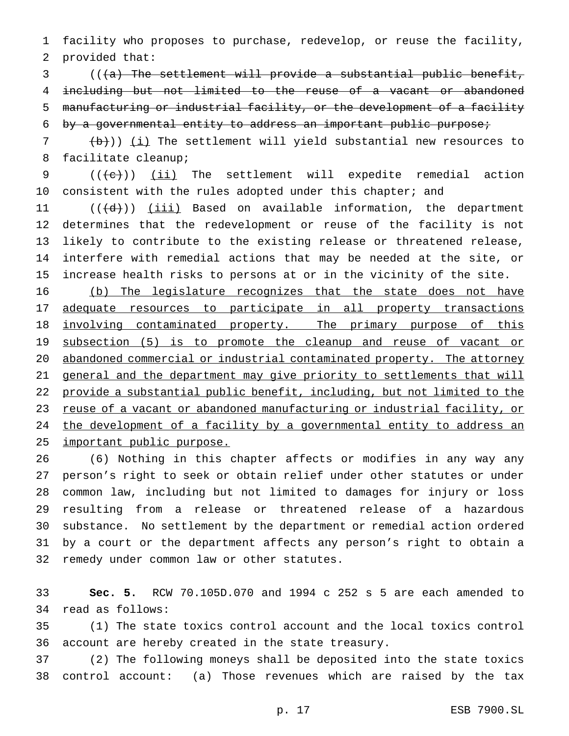facility who proposes to purchase, redevelop, or reuse the facility, provided that:

((~~(a) The settlement will provide a substantial public benefit, including but not limited to the reuse of a vacant or abandoned manufacturing or industrial facility, or the development of a facility by a governmental entity to address an important public purpose;~~

~~(b)~~)) <u>(i)</u> The settlement will yield substantial new resources to facilitate cleanup;

((~~(c)~~)) <u>(ii)</u> The settlement will expedite remedial action consistent with the rules adopted under this chapter; and

((~~(d)~~)) <u>(iii)</u> Based on available information, the department determines that the redevelopment or reuse of the facility is not likely to contribute to the existing release or threatened release, interfere with remedial actions that may be needed at the site, or increase health risks to persons at or in the vicinity of the site.

<u>(b) The legislature recognizes that the state does not have adequate resources to participate in all property transactions involving contaminated property. The primary purpose of this subsection (5) is to promote the cleanup and reuse of vacant or abandoned commercial or industrial contaminated property. The attorney general and the department may give priority to settlements that will provide a substantial public benefit, including, but not limited to the reuse of a vacant or abandoned manufacturing or industrial facility, or the development of a facility by a governmental entity to address an important public purpose.</u>

(6) Nothing in this chapter affects or modifies in any way any person's right to seek or obtain relief under other statutes or under common law, including but not limited to damages for injury or loss resulting from a release or threatened release of a hazardous substance. No settlement by the department or remedial action ordered by a court or the department affects any person's right to obtain a remedy under common law or other statutes.

**Sec. 5.** RCW 70.105D.070 and 1994 c 252 s 5 are each amended to read as follows:

(1) The state toxics control account and the local toxics control account are hereby created in the state treasury.

(2) The following moneys shall be deposited into the state toxics control account: (a) Those revenues which are raised by the tax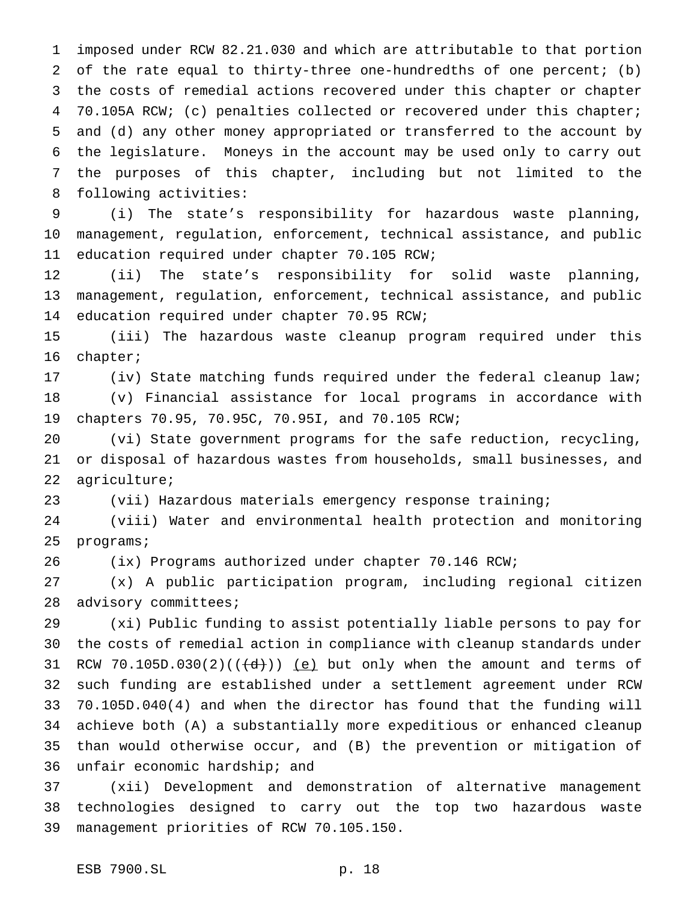imposed under RCW 82.21.030 and which are attributable to that portion of the rate equal to thirty-three one-hundredths of one percent; (b) the costs of remedial actions recovered under this chapter or chapter 70.105A RCW; (c) penalties collected or recovered under this chapter; and (d) any other money appropriated or transferred to the account by the legislature. Moneys in the account may be used only to carry out the purposes of this chapter, including but not limited to the following activities:

(i) The state's responsibility for hazardous waste planning, management, regulation, enforcement, technical assistance, and public education required under chapter 70.105 RCW;

(ii) The state's responsibility for solid waste planning, management, regulation, enforcement, technical assistance, and public education required under chapter 70.95 RCW;

(iii) The hazardous waste cleanup program required under this chapter;

(iv) State matching funds required under the federal cleanup law;

(v) Financial assistance for local programs in accordance with chapters 70.95, 70.95C, 70.95I, and 70.105 RCW;

(vi) State government programs for the safe reduction, recycling, or disposal of hazardous wastes from households, small businesses, and agriculture;

(vii) Hazardous materials emergency response training;

(viii) Water and environmental health protection and monitoring programs;

(ix) Programs authorized under chapter 70.146 RCW;

(x) A public participation program, including regional citizen advisory committees;

(xi) Public funding to assist potentially liable persons to pay for the costs of remedial action in compliance with cleanup standards under RCW 70.105D.030(2)(~~((d))~~) <u>(e)</u> but only when the amount and terms of such funding are established under a settlement agreement under RCW 70.105D.040(4) and when the director has found that the funding will achieve both (A) a substantially more expeditious or enhanced cleanup than would otherwise occur, and (B) the prevention or mitigation of unfair economic hardship; and

(xii) Development and demonstration of alternative management technologies designed to carry out the top two hazardous waste management priorities of RCW 70.105.150.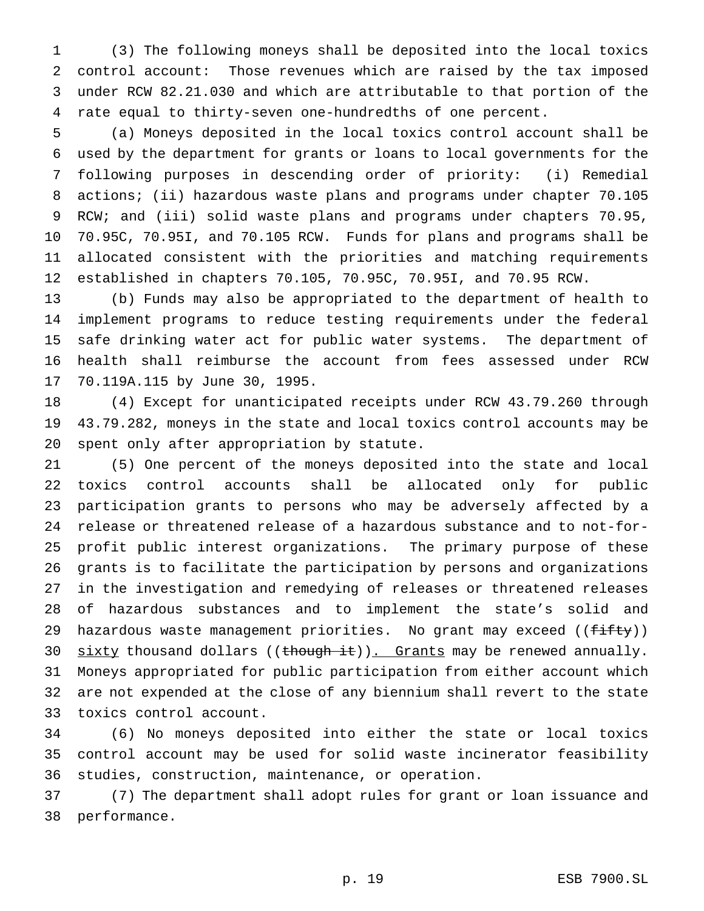(3) The following moneys shall be deposited into the local toxics control account: Those revenues which are raised by the tax imposed under RCW 82.21.030 and which are attributable to that portion of the rate equal to thirty-seven one-hundredths of one percent.

(a) Moneys deposited in the local toxics control account shall be used by the department for grants or loans to local governments for the following purposes in descending order of priority: (i) Remedial actions; (ii) hazardous waste plans and programs under chapter 70.105 RCW; and (iii) solid waste plans and programs under chapters 70.95, 70.95C, 70.95I, and 70.105 RCW. Funds for plans and programs shall be allocated consistent with the priorities and matching requirements established in chapters 70.105, 70.95C, 70.95I, and 70.95 RCW.

(b) Funds may also be appropriated to the department of health to implement programs to reduce testing requirements under the federal safe drinking water act for public water systems. The department of health shall reimburse the account from fees assessed under RCW 70.119A.115 by June 30, 1995.

(4) Except for unanticipated receipts under RCW 43.79.260 through 43.79.282, moneys in the state and local toxics control accounts may be spent only after appropriation by statute.

(5) One percent of the moneys deposited into the state and local toxics control accounts shall be allocated only for public participation grants to persons who may be adversely affected by a release or threatened release of a hazardous substance and to not-for-profit public interest organizations. The primary purpose of these grants is to facilitate the participation by persons and organizations in the investigation and remedying of releases or threatened releases of hazardous substances and to implement the state's solid and hazardous waste management priorities. No grant may exceed ((~~fifty~~)) sixty thousand dollars ((~~though it~~)). Grants may be renewed annually. Moneys appropriated for public participation from either account which are not expended at the close of any biennium shall revert to the state toxics control account.

(6) No moneys deposited into either the state or local toxics control account may be used for solid waste incinerator feasibility studies, construction, maintenance, or operation.

(7) The department shall adopt rules for grant or loan issuance and performance.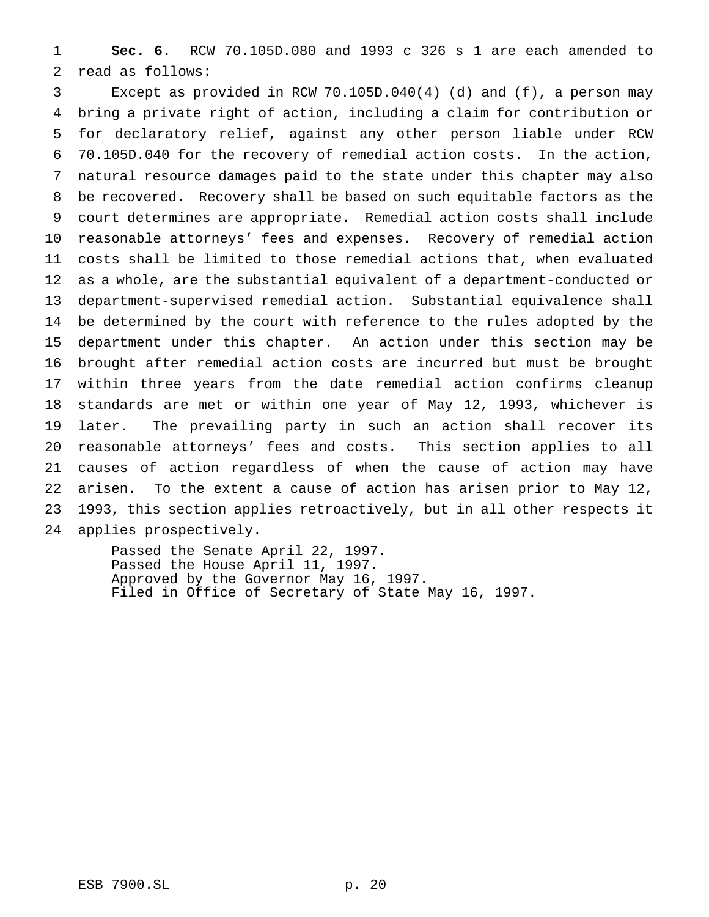**Sec. 6.** RCW 70.105D.080 and 1993 c 326 s 1 are each amended to read as follows:

Except as provided in RCW 70.105D.040(4) (d) <u>and (f)</u>, a person may bring a private right of action, including a claim for contribution or for declaratory relief, against any other person liable under RCW 70.105D.040 for the recovery of remedial action costs. In the action, natural resource damages paid to the state under this chapter may also be recovered. Recovery shall be based on such equitable factors as the court determines are appropriate. Remedial action costs shall include reasonable attorneys' fees and expenses. Recovery of remedial action costs shall be limited to those remedial actions that, when evaluated as a whole, are the substantial equivalent of a department-conducted or department-supervised remedial action. Substantial equivalence shall be determined by the court with reference to the rules adopted by the department under this chapter. An action under this section may be brought after remedial action costs are incurred but must be brought within three years from the date remedial action confirms cleanup standards are met or within one year of May 12, 1993, whichever is later. The prevailing party in such an action shall recover its reasonable attorneys' fees and costs. This section applies to all causes of action regardless of when the cause of action may have arisen. To the extent a cause of action has arisen prior to May 12, 1993, this section applies retroactively, but in all other respects it applies prospectively.

Passed the Senate April 22, 1997.
Passed the House April 11, 1997.
Approved by the Governor May 16, 1997.
Filed in Office of Secretary of State May 16, 1997.